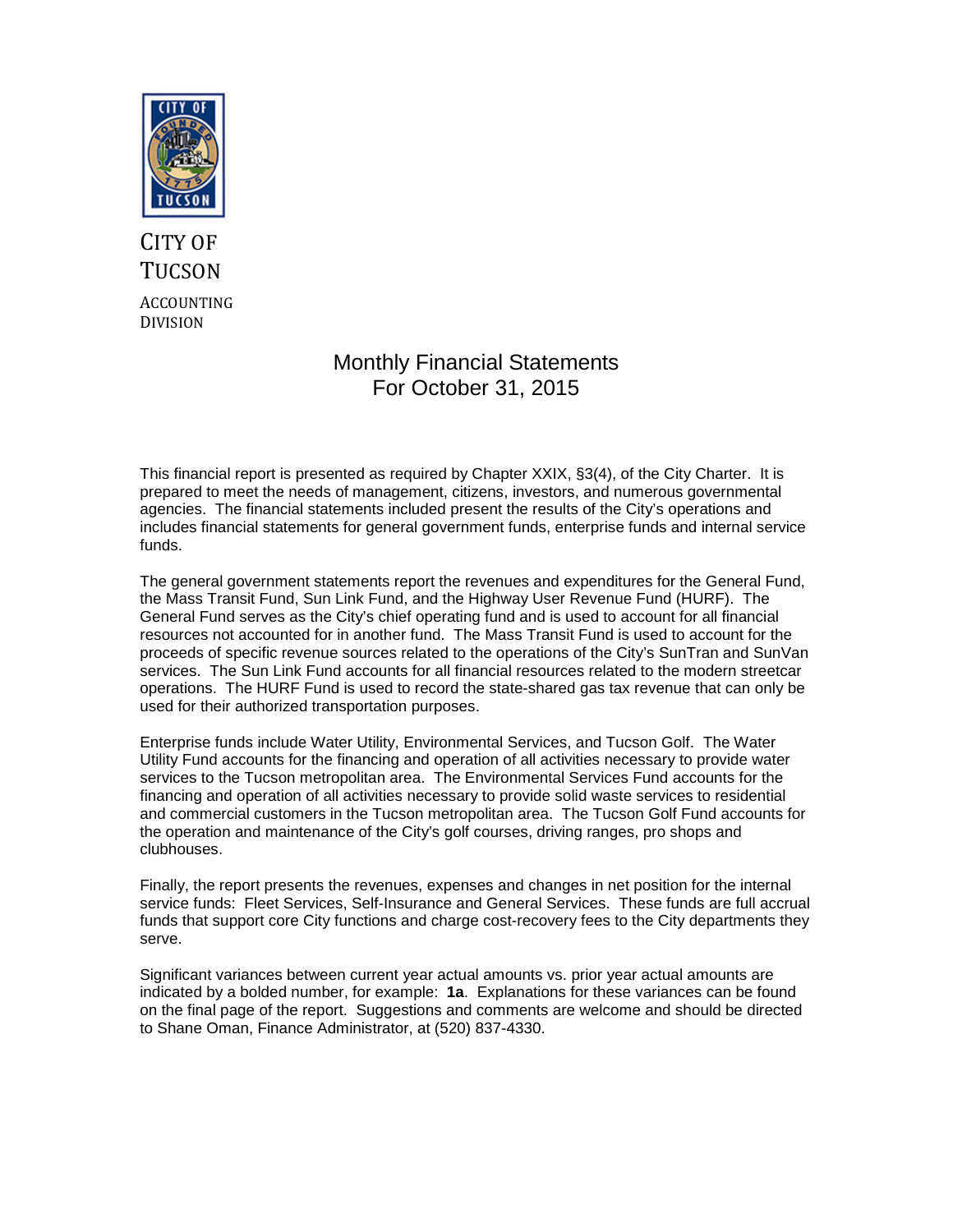CITY OF TUCSON

ACCOUNTING DIVISION

# Monthly Financial Statements
# For October 31, 2015

This financial report is presented as required by Chapter XXIX, §3(4), of the City Charter. It is prepared to meet the needs of management, citizens, investors, and numerous governmental agencies. The financial statements included present the results of the City's operations and includes financial statements for general government funds, enterprise funds and internal service funds.

The general government statements report the revenues and expenditures for the General Fund, the Mass Transit Fund, Sun Link Fund, and the Highway User Revenue Fund (HURF). The General Fund serves as the City's chief operating fund and is used to account for all financial resources not accounted for in another fund. The Mass Transit Fund is used to account for the proceeds of specific revenue sources related to the operations of the City's SunTran and SunVan services. The Sun Link Fund accounts for all financial resources related to the modern streetcar operations. The HURF Fund is used to record the state-shared gas tax revenue that can only be used for their authorized transportation purposes.

Enterprise funds include Water Utility, Environmental Services, and Tucson Golf. The Water Utility Fund accounts for the financing and operation of all activities necessary to provide water services to the Tucson metropolitan area. The Environmental Services Fund accounts for the financing and operation of all activities necessary to provide solid waste services to residential and commercial customers in the Tucson metropolitan area. The Tucson Golf Fund accounts for the operation and maintenance of the City's golf courses, driving ranges, pro shops and clubhouses.

Finally, the report presents the revenues, expenses and changes in net position for the internal service funds: Fleet Services, Self-Insurance and General Services. These funds are full accrual funds that support core City functions and charge cost-recovery fees to the City departments they serve.

Significant variances between current year actual amounts vs. prior year actual amounts are indicated by a bolded number, for example: **1a**. Explanations for these variances can be found on the final page of the report. Suggestions and comments are welcome and should be directed to Shane Oman, Finance Administrator, at (520) 837-4330.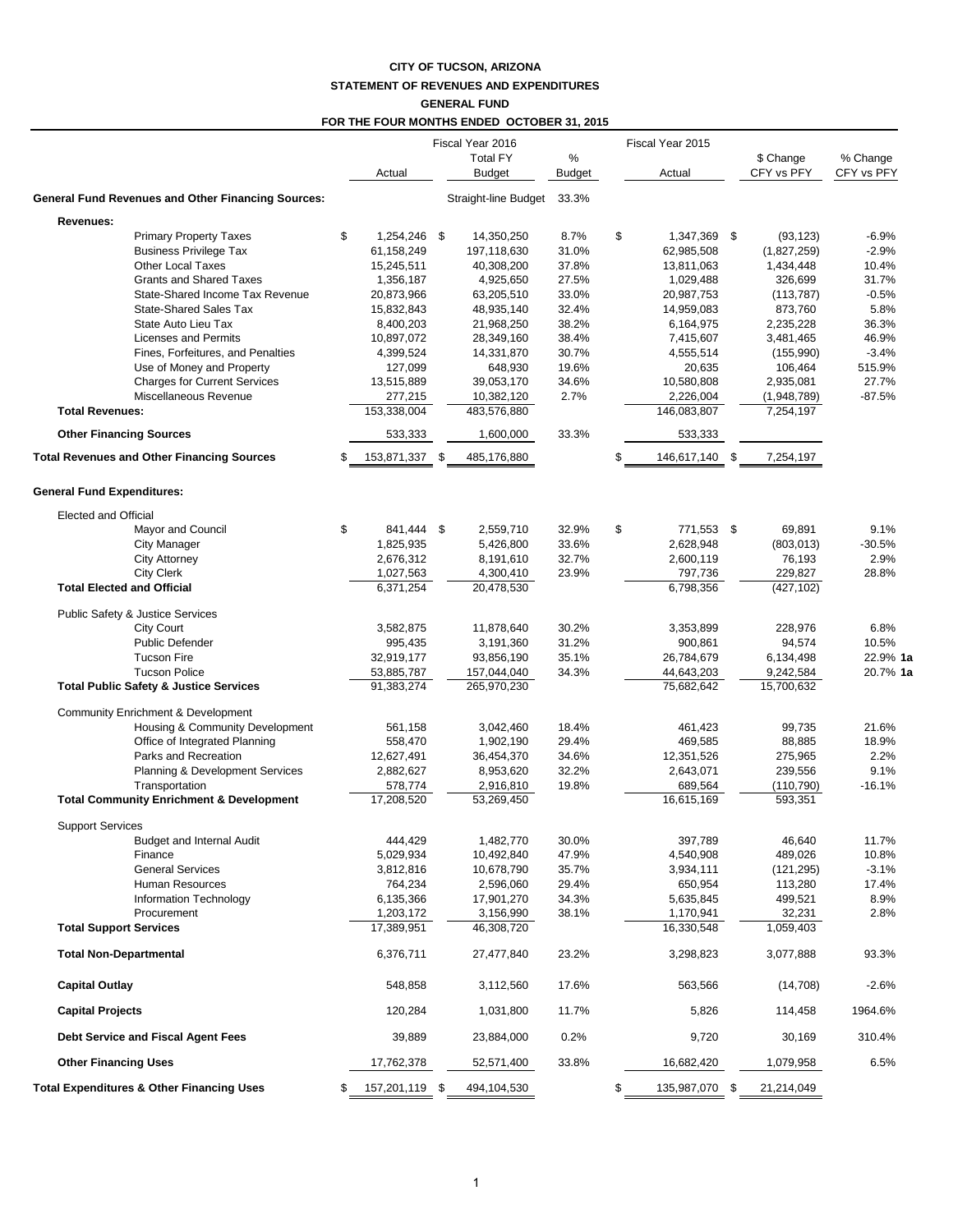**CITY OF TUCSON, ARIZONA**

**STATEMENT OF REVENUES AND EXPENDITURES**

**GENERAL FUND**

**FOR THE FOUR MONTHS ENDED OCTOBER 31, 2015**

| | Fiscal Year 2016 Actual | Fiscal Year 2016 Total FY Budget | % Budget | Fiscal Year 2015 Actual | $ Change CFY vs PFY | % Change CFY vs PFY |
|---|---|---|---|---|---|---|
| **General Fund Revenues and Other Financing Sources:** | | Straight-line Budget | 33.3% | | | |
| **Revenues:** | | | | | | |
| Primary Property Taxes | $ 1,254,246 | $ 14,350,250 | 8.7% | $ 1,347,369 | $ (93,123) | -6.9% |
| Business Privilege Tax | 61,158,249 | 197,118,630 | 31.0% | 62,985,508 | (1,827,259) | -2.9% |
| Other Local Taxes | 15,245,511 | 40,308,200 | 37.8% | 13,811,063 | 1,434,448 | 10.4% |
| Grants and Shared Taxes | 1,356,187 | 4,925,650 | 27.5% | 1,029,488 | 326,699 | 31.7% |
| State-Shared Income Tax Revenue | 20,873,966 | 63,205,510 | 33.0% | 20,987,753 | (113,787) | -0.5% |
| State-Shared Sales Tax | 15,832,843 | 48,935,140 | 32.4% | 14,959,083 | 873,760 | 5.8% |
| State Auto Lieu Tax | 8,400,203 | 21,968,250 | 38.2% | 6,164,975 | 2,235,228 | 36.3% |
| Licenses and Permits | 10,897,072 | 28,349,160 | 38.4% | 7,415,607 | 3,481,465 | 46.9% |
| Fines, Forfeitures, and Penalties | 4,399,524 | 14,331,870 | 30.7% | 4,555,514 | (155,990) | -3.4% |
| Use of Money and Property | 127,099 | 648,930 | 19.6% | 20,635 | 106,464 | 515.9% |
| Charges for Current Services | 13,515,889 | 39,053,170 | 34.6% | 10,580,808 | 2,935,081 | 27.7% |
| Miscellaneous Revenue | 277,215 | 10,382,120 | 2.7% | 2,226,004 | (1,948,789) | -87.5% |
| **Total Revenues:** | 153,338,004 | 483,576,880 | | 146,083,807 | 7,254,197 | |
| **Other Financing Sources** | 533,333 | 1,600,000 | 33.3% | 533,333 | | |
| **Total Revenues and Other Financing Sources** | $ 153,871,337 | $ 485,176,880 | | $ 146,617,140 | $ 7,254,197 | |
| **General Fund Expenditures:** | | | | | | |
| Elected and Official | | | | | | |
| Mayor and Council | $ 841,444 | $ 2,559,710 | 32.9% | $ 771,553 | $ 69,891 | 9.1% |
| City Manager | 1,825,935 | 5,426,800 | 33.6% | 2,628,948 | (803,013) | -30.5% |
| City Attorney | 2,676,312 | 8,191,610 | 32.7% | 2,600,119 | 76,193 | 2.9% |
| City Clerk | 1,027,563 | 4,300,410 | 23.9% | 797,736 | 229,827 | 28.8% |
| **Total Elected and Official** | 6,371,254 | 20,478,530 | | 6,798,356 | (427,102) | |
| Public Safety & Justice Services | | | | | | |
| City Court | 3,582,875 | 11,878,640 | 30.2% | 3,353,899 | 228,976 | 6.8% |
| Public Defender | 995,435 | 3,191,360 | 31.2% | 900,861 | 94,574 | 10.5% |
| Tucson Fire | 32,919,177 | 93,856,190 | 35.1% | 26,784,679 | 6,134,498 | 22.9% **1a** |
| Tucson Police | 53,885,787 | 157,044,040 | 34.3% | 44,643,203 | 9,242,584 | 20.7% **1a** |
| **Total Public Safety & Justice Services** | 91,383,274 | 265,970,230 | | 75,682,642 | 15,700,632 | |
| Community Enrichment & Development | | | | | | |
| Housing & Community Development | 561,158 | 3,042,460 | 18.4% | 461,423 | 99,735 | 21.6% |
| Office of Integrated Planning | 558,470 | 1,902,190 | 29.4% | 469,585 | 88,885 | 18.9% |
| Parks and Recreation | 12,627,491 | 36,454,370 | 34.6% | 12,351,526 | 275,965 | 2.2% |
| Planning & Development Services | 2,882,627 | 8,953,620 | 32.2% | 2,643,071 | 239,556 | 9.1% |
| Transportation | 578,774 | 2,916,810 | 19.8% | 689,564 | (110,790) | -16.1% |
| **Total Community Enrichment & Development** | 17,208,520 | 53,269,450 | | 16,615,169 | 593,351 | |
| Support Services | | | | | | |
| Budget and Internal Audit | 444,429 | 1,482,770 | 30.0% | 397,789 | 46,640 | 11.7% |
| Finance | 5,029,934 | 10,492,840 | 47.9% | 4,540,908 | 489,026 | 10.8% |
| General Services | 3,812,816 | 10,678,790 | 35.7% | 3,934,111 | (121,295) | -3.1% |
| Human Resources | 764,234 | 2,596,060 | 29.4% | 650,954 | 113,280 | 17.4% |
| Information Technology | 6,135,366 | 17,901,270 | 34.3% | 5,635,845 | 499,521 | 8.9% |
| Procurement | 1,203,172 | 3,156,990 | 38.1% | 1,170,941 | 32,231 | 2.8% |
| **Total Support Services** | 17,389,951 | 46,308,720 | | 16,330,548 | 1,059,403 | |
| **Total Non-Departmental** | 6,376,711 | 27,477,840 | 23.2% | 3,298,823 | 3,077,888 | 93.3% |
| **Capital Outlay** | 548,858 | 3,112,560 | 17.6% | 563,566 | (14,708) | -2.6% |
| **Capital Projects** | 120,284 | 1,031,800 | 11.7% | 5,826 | 114,458 | 1964.6% |
| **Debt Service and Fiscal Agent Fees** | 39,889 | 23,884,000 | 0.2% | 9,720 | 30,169 | 310.4% |
| **Other Financing Uses** | 17,762,378 | 52,571,400 | 33.8% | 16,682,420 | 1,079,958 | 6.5% |
| **Total Expenditures & Other Financing Uses** | $ 157,201,119 | $ 494,104,530 | | $ 135,987,070 | $ 21,214,049 | |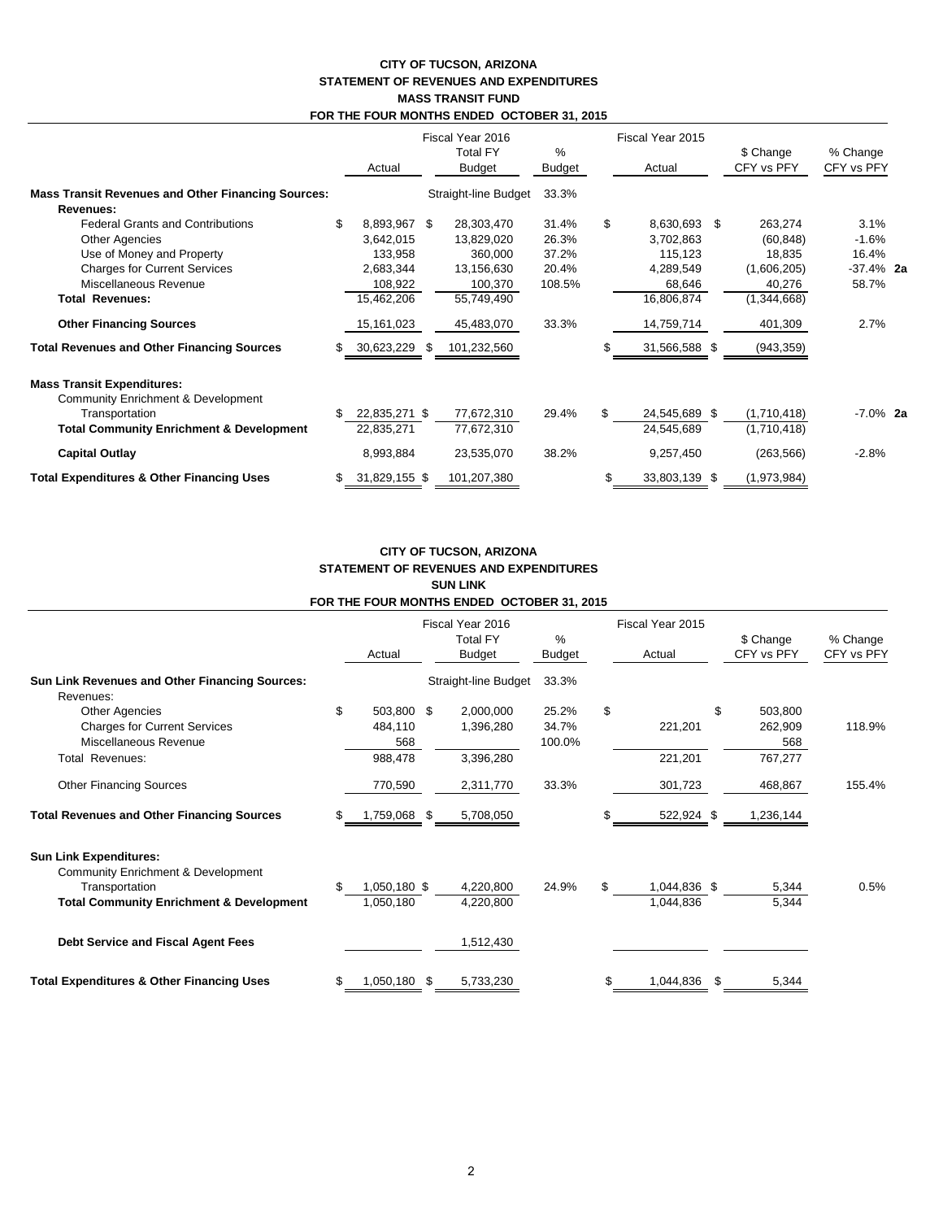**CITY OF TUCSON, ARIZONA**
**STATEMENT OF REVENUES AND EXPENDITURES**
**MASS TRANSIT FUND**
**FOR THE FOUR MONTHS ENDED OCTOBER 31, 2015**

| | Fiscal Year 2016 Actual | Fiscal Year 2016 Total FY Budget | % Budget | Fiscal Year 2015 Actual | $ Change CFY vs PFY | % Change CFY vs PFY | |
|---|---|---|---|---|---|---|---|
| **Mass Transit Revenues and Other Financing Sources:** | | Straight-line Budget | 33.3% | | | | |
| **Revenues:** | | | | | | | |
| Federal Grants and Contributions | $ 8,893,967 | $ 28,303,470 | 31.4% | $ 8,630,693 | $ 263,274 | 3.1% | |
| Other Agencies | 3,642,015 | 13,829,020 | 26.3% | 3,702,863 | (60,848) | -1.6% | |
| Use of Money and Property | 133,958 | 360,000 | 37.2% | 115,123 | 18,835 | 16.4% | |
| Charges for Current Services | 2,683,344 | 13,156,630 | 20.4% | 4,289,549 | (1,606,205) | -37.4% | **2a** |
| Miscellaneous Revenue | 108,922 | 100,370 | 108.5% | 68,646 | 40,276 | 58.7% | |
| **Total Revenues:** | 15,462,206 | 55,749,490 | | 16,806,874 | (1,344,668) | | |
| **Other Financing Sources** | 15,161,023 | 45,483,070 | 33.3% | 14,759,714 | 401,309 | 2.7% | |
| **Total Revenues and Other Financing Sources** | $ 30,623,229 | $ 101,232,560 | | $ 31,566,588 | $ (943,359) | | |
| **Mass Transit Expenditures:** | | | | | | | |
| Community Enrichment & Development | | | | | | | |
| Transportation | $ 22,835,271 | $ 77,672,310 | 29.4% | $ 24,545,689 | $ (1,710,418) | -7.0% | **2a** |
| **Total Community Enrichment & Development** | 22,835,271 | 77,672,310 | | 24,545,689 | (1,710,418) | | |
| **Capital Outlay** | 8,993,884 | 23,535,070 | 38.2% | 9,257,450 | (263,566) | -2.8% | |
| **Total Expenditures & Other Financing Uses** | $ 31,829,155 | $ 101,207,380 | | $ 33,803,139 | $ (1,973,984) | | |

**CITY OF TUCSON, ARIZONA**
**STATEMENT OF REVENUES AND EXPENDITURES**
**SUN LINK**
**FOR THE FOUR MONTHS ENDED OCTOBER 31, 2015**

| | Fiscal Year 2016 Actual | Fiscal Year 2016 Total FY Budget | % Budget | Fiscal Year 2015 Actual | $ Change CFY vs PFY | % Change CFY vs PFY |
|---|---|---|---|---|---|---|
| **Sun Link Revenues and Other Financing Sources:** | | Straight-line Budget | 33.3% | | | |
| Revenues: | | | | | | |
| Other Agencies | $ 503,800 | $ 2,000,000 | 25.2% | $ | $ 503,800 | |
| Charges for Current Services | 484,110 | 1,396,280 | 34.7% | 221,201 | 262,909 | 118.9% |
| Miscellaneous Revenue | 568 | | 100.0% | | 568 | |
| Total Revenues: | 988,478 | 3,396,280 | | 221,201 | 767,277 | |
| Other Financing Sources | 770,590 | 2,311,770 | 33.3% | 301,723 | 468,867 | 155.4% |
| **Total Revenues and Other Financing Sources** | $ 1,759,068 | $ 5,708,050 | | $ 522,924 | $ 1,236,144 | |
| **Sun Link Expenditures:** | | | | | | |
| Community Enrichment & Development | | | | | | |
| Transportation | $ 1,050,180 | $ 4,220,800 | 24.9% | $ 1,044,836 | $ 5,344 | 0.5% |
| **Total Community Enrichment & Development** | 1,050,180 | 4,220,800 | | 1,044,836 | 5,344 | |
| **Debt Service and Fiscal Agent Fees** | | 1,512,430 | | | | |
| **Total Expenditures & Other Financing Uses** | $ 1,050,180 | $ 5,733,230 | | $ 1,044,836 | $ 5,344 | |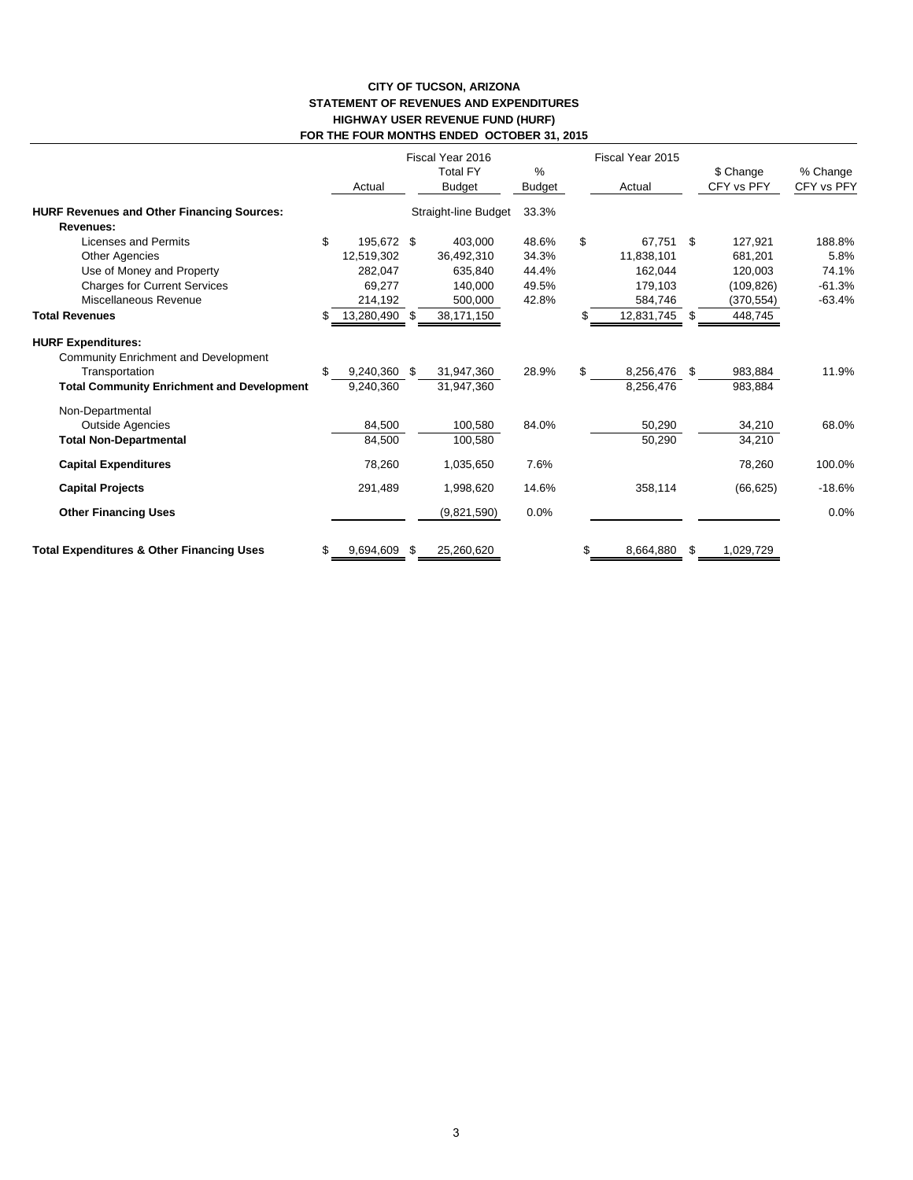**CITY OF TUCSON, ARIZONA**
**STATEMENT OF REVENUES AND EXPENDITURES**
**HIGHWAY USER REVENUE FUND (HURF)**
**FOR THE FOUR MONTHS ENDED OCTOBER 31, 2015**

| | Fiscal Year 2016 Actual | Fiscal Year 2016 Total FY Budget | % Budget | Fiscal Year 2015 Actual | $ Change CFY vs PFY | % Change CFY vs PFY |
|---|---|---|---|---|---|---|
| **HURF Revenues and Other Financing Sources:** | | Straight-line Budget | 33.3% | | | |
| **Revenues:** | | | | | | |
| Licenses and Permits | $ 195,672 | $ 403,000 | 48.6% | $ 67,751 | $ 127,921 | 188.8% |
| Other Agencies | 12,519,302 | 36,492,310 | 34.3% | 11,838,101 | 681,201 | 5.8% |
| Use of Money and Property | 282,047 | 635,840 | 44.4% | 162,044 | 120,003 | 74.1% |
| Charges for Current Services | 69,277 | 140,000 | 49.5% | 179,103 | (109,826) | -61.3% |
| Miscellaneous Revenue | 214,192 | 500,000 | 42.8% | 584,746 | (370,554) | -63.4% |
| **Total Revenues** | $ 13,280,490 | $ 38,171,150 | | $ 12,831,745 | $ 448,745 | |
| **HURF Expenditures:** | | | | | | |
| Community Enrichment and Development | | | | | | |
| Transportation | $ 9,240,360 | $ 31,947,360 | 28.9% | $ 8,256,476 | $ 983,884 | 11.9% |
| **Total Community Enrichment and Development** | 9,240,360 | 31,947,360 | | 8,256,476 | 983,884 | |
| Non-Departmental | | | | | | |
| Outside Agencies | 84,500 | 100,580 | 84.0% | 50,290 | 34,210 | 68.0% |
| **Total Non-Departmental** | 84,500 | 100,580 | | 50,290 | 34,210 | |
| **Capital Expenditures** | 78,260 | 1,035,650 | 7.6% | | 78,260 | 100.0% |
| **Capital Projects** | 291,489 | 1,998,620 | 14.6% | 358,114 | (66,625) | -18.6% |
| **Other Financing Uses** | | (9,821,590) | 0.0% | | | 0.0% |
| **Total Expenditures & Other Financing Uses** | $ 9,694,609 | $ 25,260,620 | | $ 8,664,880 | $ 1,029,729 | |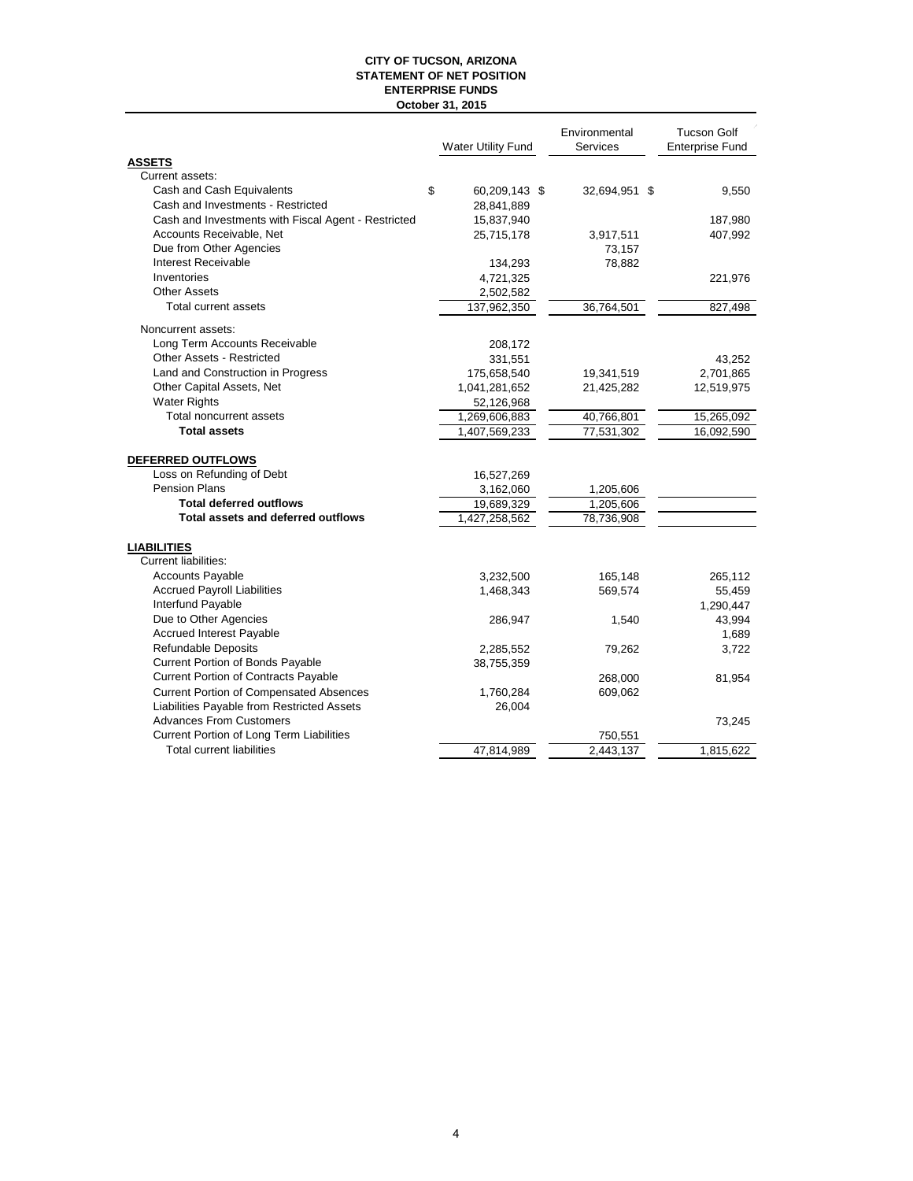**CITY OF TUCSON, ARIZONA**
**STATEMENT OF NET POSITION**
**ENTERPRISE FUNDS**
**October 31, 2015**

| | Water Utility Fund | Environmental Services | Tucson Golf Enterprise Fund |
|---|---|---|---|
| **ASSETS** | | | |
| Current assets: | | | |
| Cash and Cash Equivalents | $ 60,209,143 | $ 32,694,951 | $ 9,550 |
| Cash and Investments - Restricted | 28,841,889 | | |
| Cash and Investments with Fiscal Agent - Restricted | 15,837,940 | | 187,980 |
| Accounts Receivable, Net | 25,715,178 | 3,917,511 | 407,992 |
| Due from Other Agencies | | 73,157 | |
| Interest Receivable | 134,293 | 78,882 | |
| Inventories | 4,721,325 | | 221,976 |
| Other Assets | 2,502,582 | | |
| Total current assets | 137,962,350 | 36,764,501 | 827,498 |
| Noncurrent assets: | | | |
| Long Term Accounts Receivable | 208,172 | | |
| Other Assets - Restricted | 331,551 | | 43,252 |
| Land and Construction in Progress | 175,658,540 | 19,341,519 | 2,701,865 |
| Other Capital Assets, Net | 1,041,281,652 | 21,425,282 | 12,519,975 |
| Water Rights | 52,126,968 | | |
| Total noncurrent assets | 1,269,606,883 | 40,766,801 | 15,265,092 |
| **Total assets** | 1,407,569,233 | 77,531,302 | 16,092,590 |
| **DEFERRED OUTFLOWS** | | | |
| Loss on Refunding of Debt | 16,527,269 | | |
| Pension Plans | 3,162,060 | 1,205,606 | |
| **Total deferred outflows** | 19,689,329 | 1,205,606 | |
| **Total assets and deferred outflows** | 1,427,258,562 | 78,736,908 | |
| **LIABILITIES** | | | |
| Current liabilities: | | | |
| Accounts Payable | 3,232,500 | 165,148 | 265,112 |
| Accrued Payroll Liabilities | 1,468,343 | 569,574 | 55,459 |
| Interfund Payable | | | 1,290,447 |
| Due to Other Agencies | 286,947 | 1,540 | 43,994 |
| Accrued Interest Payable | | | 1,689 |
| Refundable Deposits | 2,285,552 | 79,262 | 3,722 |
| Current Portion of Bonds Payable | 38,755,359 | | |
| Current Portion of Contracts Payable | | 268,000 | 81,954 |
| Current Portion of Compensated Absences | 1,760,284 | 609,062 | |
| Liabilities Payable from Restricted Assets | 26,004 | | |
| Advances From Customers | | | 73,245 |
| Current Portion of Long Term Liabilities | | 750,551 | |
| Total current liabilities | 47,814,989 | 2,443,137 | 1,815,622 |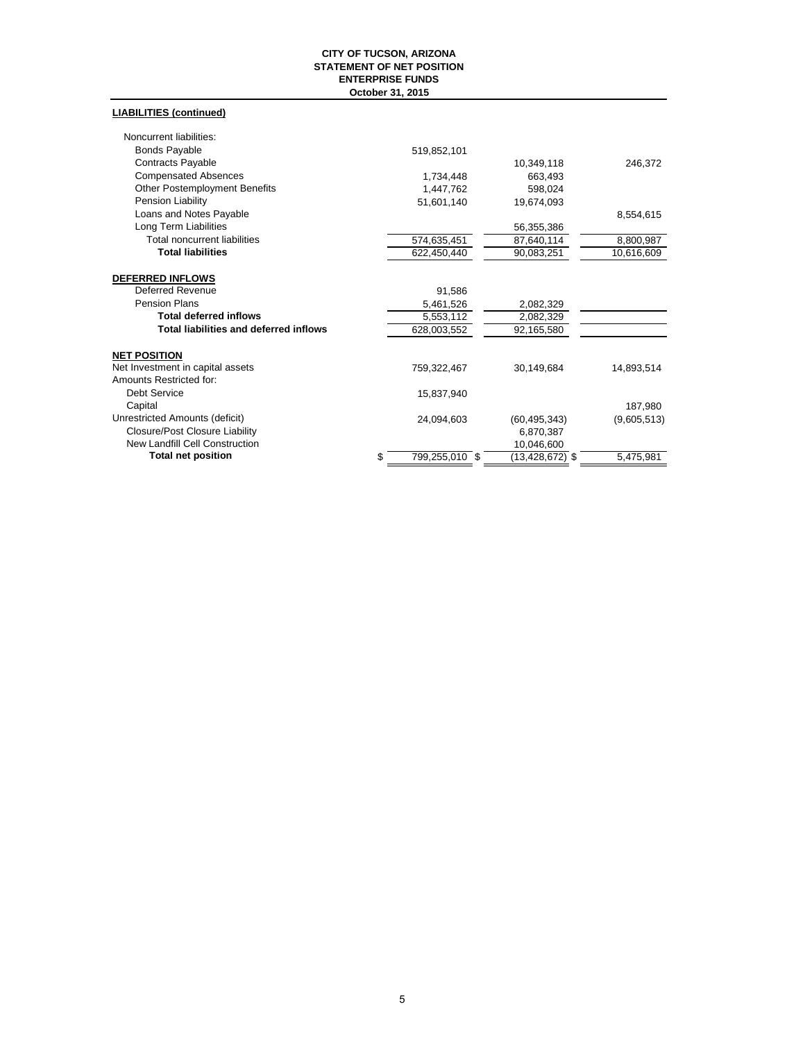**CITY OF TUCSON, ARIZONA**
**STATEMENT OF NET POSITION**
**ENTERPRISE FUNDS**
**October 31, 2015**

**LIABILITIES (continued)**

| | | | |
|---|---|---|---|
| Noncurrent liabilities: | | | |
| Bonds Payable | 519,852,101 | | |
| Contracts Payable | | 10,349,118 | 246,372 |
| Compensated Absences | 1,734,448 | 663,493 | |
| Other Postemployment Benefits | 1,447,762 | 598,024 | |
| Pension Liability | 51,601,140 | 19,674,093 | |
| Loans and Notes Payable | | | 8,554,615 |
| Long Term Liabilities | | 56,355,386 | |
| Total noncurrent liabilities | 574,635,451 | 87,640,114 | 8,800,987 |
| **Total liabilities** | 622,450,440 | 90,083,251 | 10,616,609 |
| **DEFERRED INFLOWS** | | | |
| Deferred Revenue | 91,586 | | |
| Pension Plans | 5,461,526 | 2,082,329 | |
| **Total deferred inflows** | 5,553,112 | 2,082,329 | |
| **Total liabilities and deferred inflows** | 628,003,552 | 92,165,580 | |
| **NET POSITION** | | | |
| Net Investment in capital assets | 759,322,467 | 30,149,684 | 14,893,514 |
| Amounts Restricted for: | | | |
| Debt Service | 15,837,940 | | |
| Capital | | | 187,980 |
| Unrestricted Amounts (deficit) | 24,094,603 | (60,495,343) | (9,605,513) |
| Closure/Post Closure Liability | | 6,870,387 | |
| New Landfill Cell Construction | | 10,046,600 | |
| **Total net position** | $ 799,255,010 | $ (13,428,672) | $ 5,475,981 |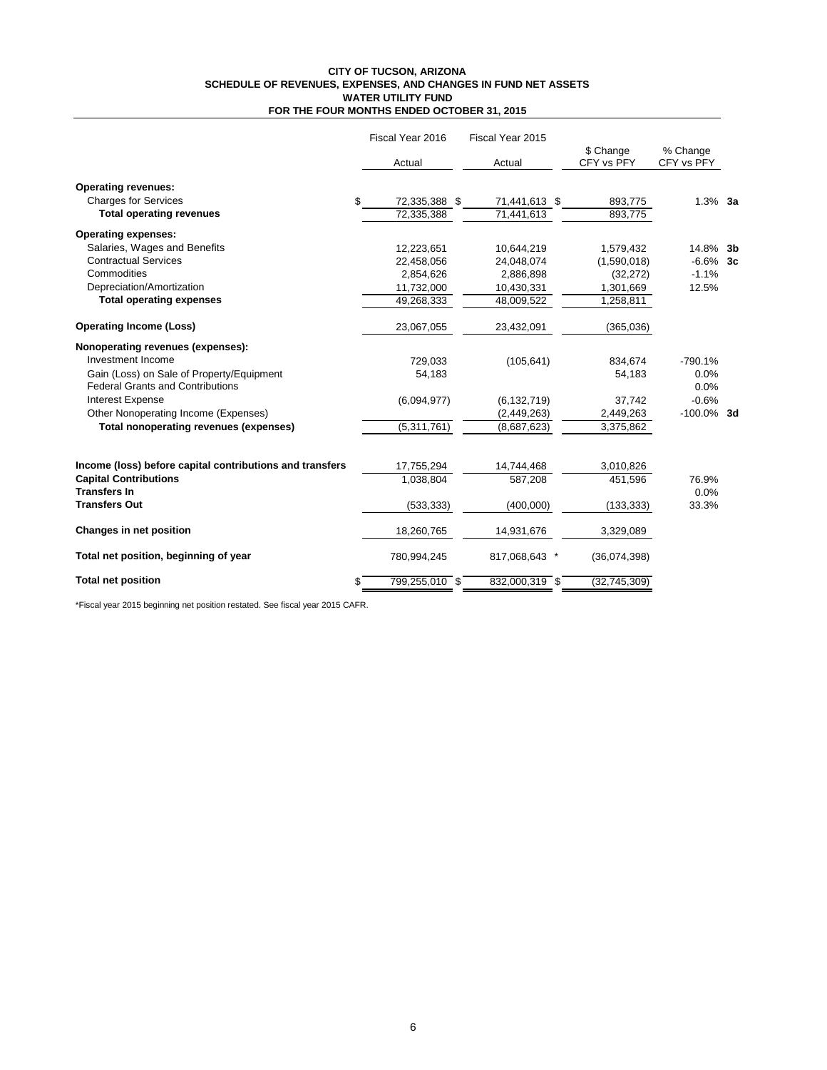# CITY OF TUCSON, ARIZONA
## SCHEDULE OF REVENUES, EXPENSES, AND CHANGES IN FUND NET ASSETS
## WATER UTILITY FUND
## FOR THE FOUR MONTHS ENDED OCTOBER 31, 2015

| | Fiscal Year 2016 Actual | Fiscal Year 2015 Actual | $ Change CFY vs PFY | % Change CFY vs PFY | |
|---|---|---|---|---|---|
| **Operating revenues:** | | | | | |
| Charges for Services | $ 72,335,388 | $ 71,441,613 | $ 893,775 | 1.3% | **3a** |
| **Total operating revenues** | 72,335,388 | 71,441,613 | 893,775 | | |
| **Operating expenses:** | | | | | |
| Salaries, Wages and Benefits | 12,223,651 | 10,644,219 | 1,579,432 | 14.8% | **3b** |
| Contractual Services | 22,458,056 | 24,048,074 | (1,590,018) | -6.6% | **3c** |
| Commodities | 2,854,626 | 2,886,898 | (32,272) | -1.1% | |
| Depreciation/Amortization | 11,732,000 | 10,430,331 | 1,301,669 | 12.5% | |
| **Total operating expenses** | 49,268,333 | 48,009,522 | 1,258,811 | | |
| **Operating Income (Loss)** | 23,067,055 | 23,432,091 | (365,036) | | |
| **Nonoperating revenues (expenses):** | | | | | |
| Investment Income | 729,033 | (105,641) | 834,674 | -790.1% | |
| Gain (Loss) on Sale of Property/Equipment | 54,183 | | 54,183 | 0.0% | |
| Federal Grants and Contributions | | | | 0.0% | |
| Interest Expense | (6,094,977) | (6,132,719) | 37,742 | -0.6% | |
| Other Nonoperating Income (Expenses) | | (2,449,263) | 2,449,263 | -100.0% | **3d** |
| **Total nonoperating revenues (expenses)** | (5,311,761) | (8,687,623) | 3,375,862 | | |
| **Income (loss) before capital contributions and transfers** | 17,755,294 | 14,744,468 | 3,010,826 | | |
| **Capital Contributions** | 1,038,804 | 587,208 | 451,596 | 76.9% | |
| **Transfers In** | | | | 0.0% | |
| **Transfers Out** | (533,333) | (400,000) | (133,333) | 33.3% | |
| **Changes in net position** | 18,260,765 | 14,931,676 | 3,329,089 | | |
| **Total net position, beginning of year** | 780,994,245 | 817,068,643 * | (36,074,398) | | |
| **Total net position** | $ 799,255,010 | $ 832,000,319 | $ (32,745,309) | | |

*Fiscal year 2015 beginning net position restated. See fiscal year 2015 CAFR.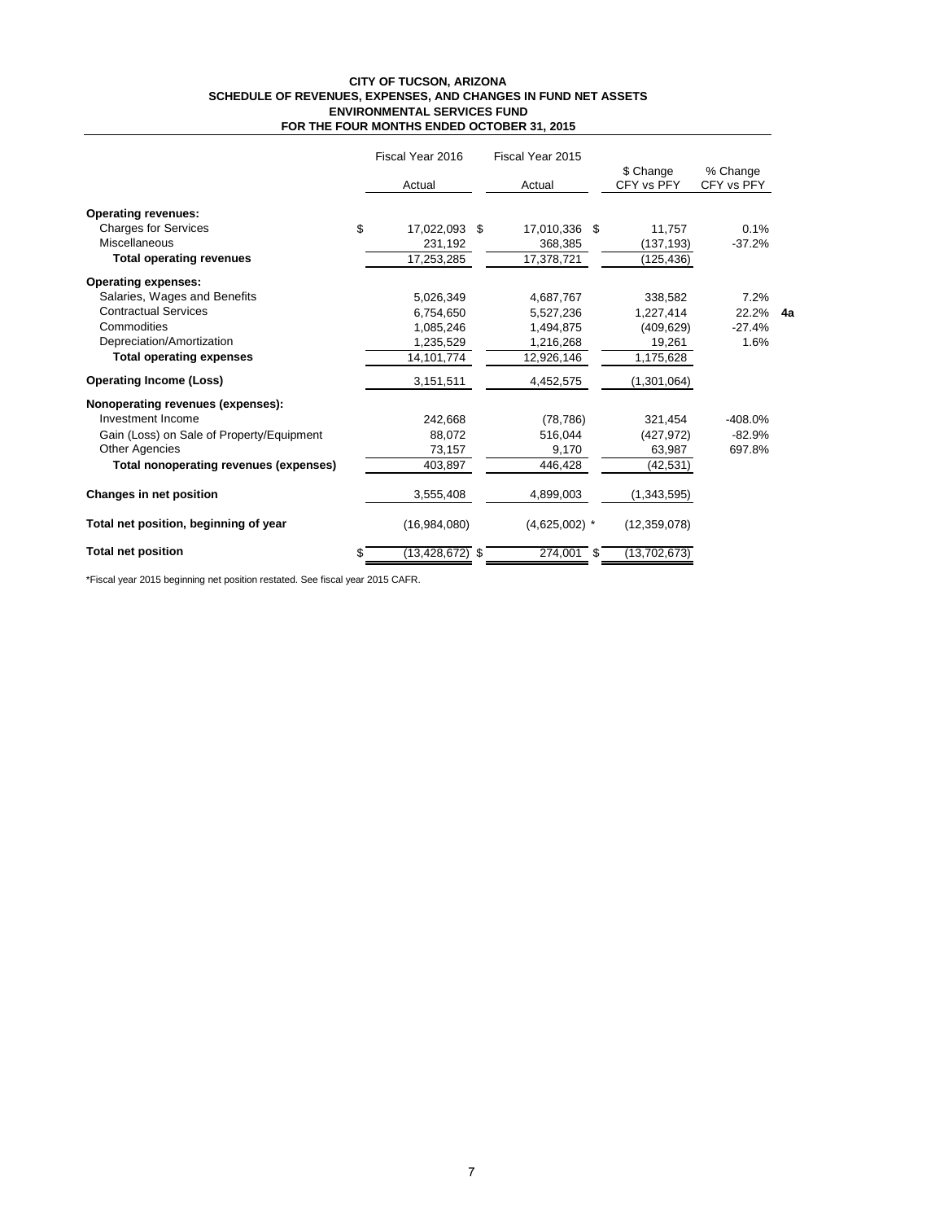**CITY OF TUCSON, ARIZONA**
**SCHEDULE OF REVENUES, EXPENSES, AND CHANGES IN FUND NET ASSETS**
**ENVIRONMENTAL SERVICES FUND**
**FOR THE FOUR MONTHS ENDED OCTOBER 31, 2015**

| | Fiscal Year 2016 Actual | Fiscal Year 2015 Actual | $ Change CFY vs PFY | % Change CFY vs PFY | |
|---|---|---|---|---|---|
| **Operating revenues:** | | | | | |
| Charges for Services | $ 17,022,093 | $ 17,010,336 | $ 11,757 | 0.1% | |
| Miscellaneous | 231,192 | 368,385 | (137,193) | -37.2% | |
| **Total operating revenues** | 17,253,285 | 17,378,721 | (125,436) | | |
| **Operating expenses:** | | | | | |
| Salaries, Wages and Benefits | 5,026,349 | 4,687,767 | 338,582 | 7.2% | |
| Contractual Services | 6,754,650 | 5,527,236 | 1,227,414 | 22.2% | **4a** |
| Commodities | 1,085,246 | 1,494,875 | (409,629) | -27.4% | |
| Depreciation/Amortization | 1,235,529 | 1,216,268 | 19,261 | 1.6% | |
| **Total operating expenses** | 14,101,774 | 12,926,146 | 1,175,628 | | |
| **Operating Income (Loss)** | 3,151,511 | 4,452,575 | (1,301,064) | | |
| **Nonoperating revenues (expenses):** | | | | | |
| Investment Income | 242,668 | (78,786) | 321,454 | -408.0% | |
| Gain (Loss) on Sale of Property/Equipment | 88,072 | 516,044 | (427,972) | -82.9% | |
| Other Agencies | 73,157 | 9,170 | 63,987 | 697.8% | |
| **Total nonoperating revenues (expenses)** | 403,897 | 446,428 | (42,531) | | |
| **Changes in net position** | 3,555,408 | 4,899,003 | (1,343,595) | | |
| **Total net position, beginning of year** | (16,984,080) | (4,625,002) * | (12,359,078) | | |
| **Total net position** | $ (13,428,672) | $ 274,001 | $ (13,702,673) | | |

*Fiscal year 2015 beginning net position restated. See fiscal year 2015 CAFR.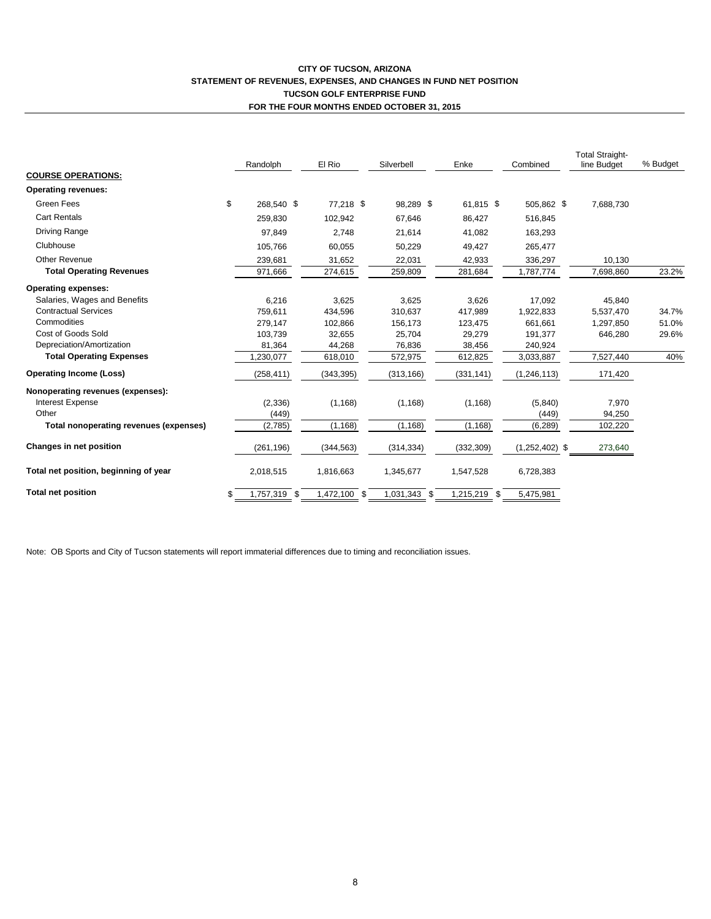**CITY OF TUCSON, ARIZONA**
**STATEMENT OF REVENUES, EXPENSES, AND CHANGES IN FUND NET POSITION**
**TUCSON GOLF ENTERPRISE FUND**
**FOR THE FOUR MONTHS ENDED OCTOBER 31, 2015**

| | Randolph | El Rio | Silverbell | Enke | Combined | Total Straight-line Budget | % Budget |
|---|---|---|---|---|---|---|---|
| **COURSE OPERATIONS:** | | | | | | | |
| **Operating revenues:** | | | | | | | |
| Green Fees | $ 268,540 | $ 77,218 | $ 98,289 | $ 61,815 | $ 505,862 | $ 7,688,730 | |
| Cart Rentals | 259,830 | 102,942 | 67,646 | 86,427 | 516,845 | | |
| Driving Range | 97,849 | 2,748 | 21,614 | 41,082 | 163,293 | | |
| Clubhouse | 105,766 | 60,055 | 50,229 | 49,427 | 265,477 | | |
| Other Revenue | 239,681 | 31,652 | 22,031 | 42,933 | 336,297 | 10,130 | |
| **Total Operating Revenues** | 971,666 | 274,615 | 259,809 | 281,684 | 1,787,774 | 7,698,860 | 23.2% |
| **Operating expenses:** | | | | | | | |
| Salaries, Wages and Benefits | 6,216 | 3,625 | 3,625 | 3,626 | 17,092 | 45,840 | |
| Contractual Services | 759,611 | 434,596 | 310,637 | 417,989 | 1,922,833 | 5,537,470 | 34.7% |
| Commodities | 279,147 | 102,866 | 156,173 | 123,475 | 661,661 | 1,297,850 | 51.0% |
| Cost of Goods Sold | 103,739 | 32,655 | 25,704 | 29,279 | 191,377 | 646,280 | 29.6% |
| Depreciation/Amortization | 81,364 | 44,268 | 76,836 | 38,456 | 240,924 | | |
| **Total Operating Expenses** | 1,230,077 | 618,010 | 572,975 | 612,825 | 3,033,887 | 7,527,440 | 40% |
| **Operating Income (Loss)** | (258,411) | (343,395) | (313,166) | (331,141) | (1,246,113) | 171,420 | |
| **Nonoperating revenues (expenses):** | | | | | | | |
| Interest Expense | (2,336) | (1,168) | (1,168) | (1,168) | (5,840) | 7,970 | |
| Other | (449) | | | | (449) | 94,250 | |
| **Total nonoperating revenues (expenses)** | (2,785) | (1,168) | (1,168) | (1,168) | (6,289) | 102,220 | |
| **Changes in net position** | (261,196) | (344,563) | (314,334) | (332,309) | (1,252,402) | $ 273,640 | |
| **Total net position, beginning of year** | 2,018,515 | 1,816,663 | 1,345,677 | 1,547,528 | 6,728,383 | | |
| **Total net position** | $ 1,757,319 | $ 1,472,100 | $ 1,031,343 | $ 1,215,219 | $ 5,475,981 | | |

Note: OB Sports and City of Tucson statements will report immaterial differences due to timing and reconciliation issues.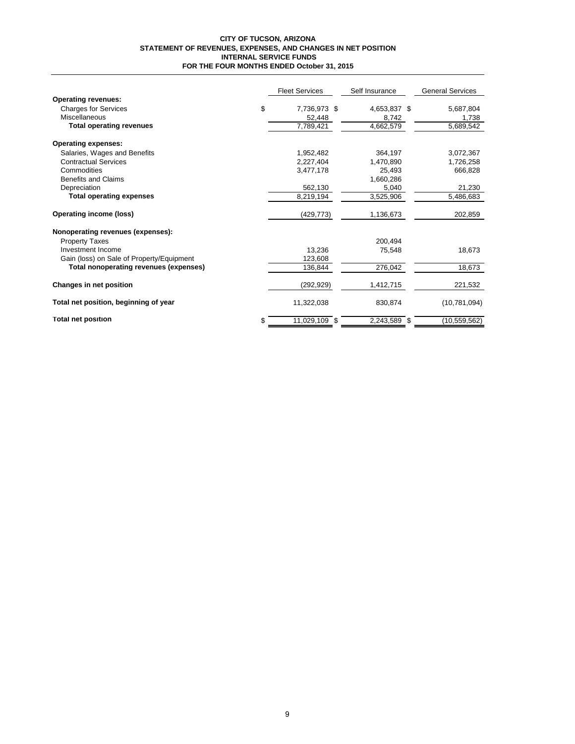# CITY OF TUCSON, ARIZONA
## STATEMENT OF REVENUES, EXPENSES, AND CHANGES IN NET POSITION
## INTERNAL SERVICE FUNDS
## FOR THE FOUR MONTHS ENDED October 31, 2015

| | Fleet Services | Self Insurance | General Services |
|---|---|---|---|
| **Operating revenues:** | | | |
| Charges for Services | $ 7,736,973 | $ 4,653,837 | $ 5,687,804 |
| Miscellaneous | 52,448 | 8,742 | 1,738 |
| **Total operating revenues** | 7,789,421 | 4,662,579 | 5,689,542 |
| **Operating expenses:** | | | |
| Salaries, Wages and Benefits | 1,952,482 | 364,197 | 3,072,367 |
| Contractual Services | 2,227,404 | 1,470,890 | 1,726,258 |
| Commodities | 3,477,178 | 25,493 | 666,828 |
| Benefits and Claims | | 1,660,286 | |
| Depreciation | 562,130 | 5,040 | 21,230 |
| **Total operating expenses** | 8,219,194 | 3,525,906 | 5,486,683 |
| **Operating income (loss)** | (429,773) | 1,136,673 | 202,859 |
| **Nonoperating revenues (expenses):** | | | |
| Property Taxes | | 200,494 | |
| Investment Income | 13,236 | 75,548 | 18,673 |
| Gain (loss) on Sale of Property/Equipment | 123,608 | | |
| **Total nonoperating revenues (expenses)** | 136,844 | 276,042 | 18,673 |
| **Changes in net position** | (292,929) | 1,412,715 | 221,532 |
| **Total net position, beginning of year** | 11,322,038 | 830,874 | (10,781,094) |
| **Total net position** | $ 11,029,109 | $ 2,243,589 | $ (10,559,562) |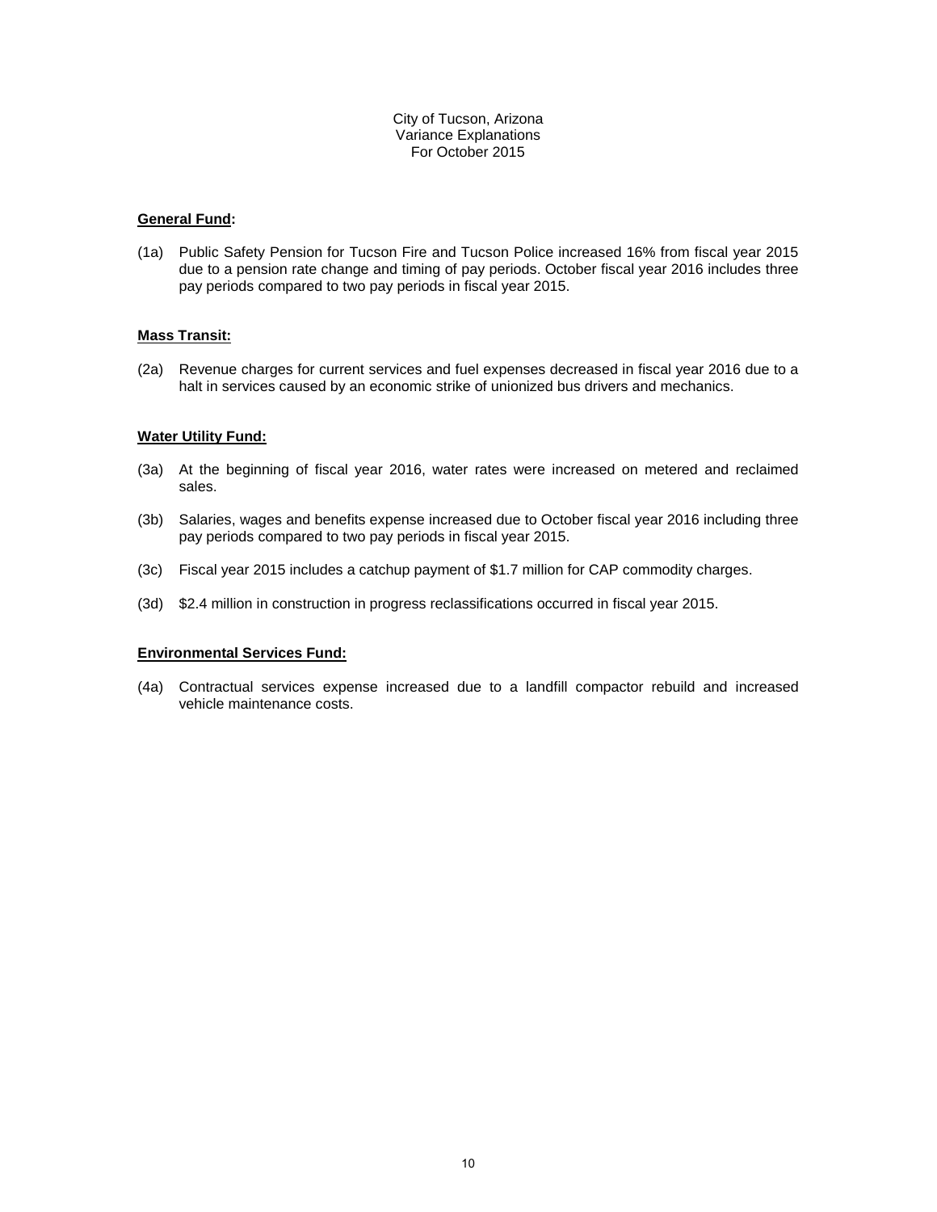City of Tucson, Arizona
Variance Explanations
For October 2015

**General Fund:**

(1a) Public Safety Pension for Tucson Fire and Tucson Police increased 16% from fiscal year 2015 due to a pension rate change and timing of pay periods. October fiscal year 2016 includes three pay periods compared to two pay periods in fiscal year 2015.

**Mass Transit:**

(2a) Revenue charges for current services and fuel expenses decreased in fiscal year 2016 due to a halt in services caused by an economic strike of unionized bus drivers and mechanics.

**Water Utility Fund:**

(3a) At the beginning of fiscal year 2016, water rates were increased on metered and reclaimed sales.

(3b) Salaries, wages and benefits expense increased due to October fiscal year 2016 including three pay periods compared to two pay periods in fiscal year 2015.

(3c) Fiscal year 2015 includes a catchup payment of $1.7 million for CAP commodity charges.

(3d) $2.4 million in construction in progress reclassifications occurred in fiscal year 2015.

**Environmental Services Fund:**

(4a) Contractual services expense increased due to a landfill compactor rebuild and increased vehicle maintenance costs.